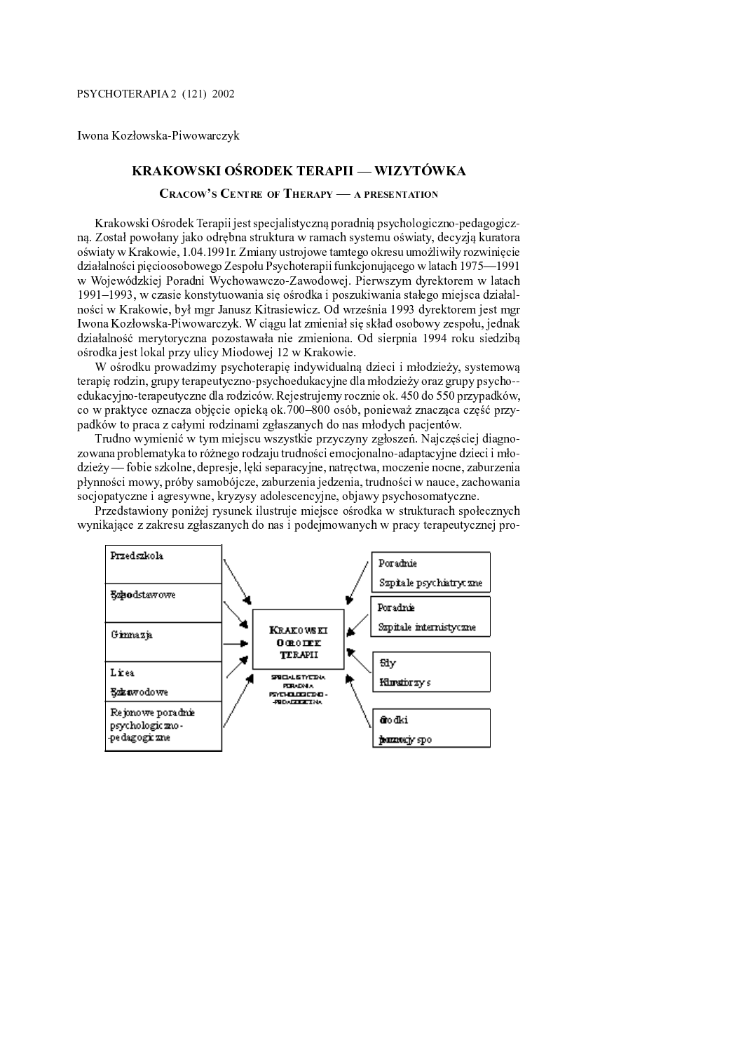Iwona Kozłowska-Piwowarczyk

# KRAKOWSKI OŚRODEK TERAPII — WIZYTÓWKA

## CRACOW'S CENTRE OF THERAPY — A PRESENTATION

Krakowski Ośrodek Terapii jest specjalistyczną poradnią psychologiczno-pedagogiczną. Został powołany jako odrębna struktura w ramach systemu oświaty, decyzją kuratora oświaty w Krakowie, 1.04.1991r. Zmiany ustrojowe tamtego okresu umożliwiły rozwinięcie działalności pięcioosobowego Zespołu Psychoterapii funkcjonującego w latach 1975—1991 w Wojewódzkiej Poradni Wychowawczo-Zawodowej. Pierwszym dyrektorem w latach 1991–1993, w czasie konstytuowania się ośrodka i poszukiwania stałego miejsca działalności w Krakowie, był mgr Janusz Kitrasiewicz. Od września 1993 dyrektorem jest mgr Iwona Kozłowska-Piwowarczyk. W ciągu lat zmieniał się skład osobowy zespołu, jednak działalność merytoryczna pozostawała nie zmieniona. Od sierpnia 1994 roku siedzibą ośrodka jest lokal przy ulicy Miodowej 12 w Krakowie.

W ośrodku prowadzimy psychoterapię indywidualną dzieci i młodzieży, systemową terapię rodzin, grupy terapeutyczno-psychoedukacyjne dla młodzieży oraz grupy psycho-edukacyjno-terapeutyczne dla rodziców. Rejestrujemy rocznie ok. 450 do 550 przypadków, co w praktyce oznacza objęcie opieką ok.700–800 osób, ponieważ znacząca część przypadków to praca z całymi rodzinami zgłaszanych do nas młodych pacjentów.

Trudno wymienić w tym miejscu wszystkie przyczyny zgłoszeń. Najczęściej diagnozowana problematyka to różnego rodzaju trudności emocjonalno-adaptacyjne dzieci i młodzieży — fobie szkolne, depresje, lęki separacyjne, natręctwa, moczenie nocne, zaburzenia płynności mowy, próby samobójcze, zaburzenia jedzenia, trudności w nauce, zachowania socjopatyczne i agresywne, kryzysy adolescencyjne, objawy psychosomatyczne.

Przedstawiony poniżej rysunek ilustruje miejsce ośrodka w strukturach społecznych wynikające z zakresu zgłaszanych do nas i podejmowanych w pracy terapeutycznej pro-

- Przedszkola
- Szkoły podstawowe
- Gimnazja
- Licea, Szkoły zawodowe
- Rejonowe poradnie psychologiczno-pedagogiczne

→ **KRAKOWSKI OŚRODEK TERAPII** — SPECJALISTYCZNA PORADNIA PSYCHOLOGICZNO-PEDAGOGICZNA ←

- Poradnie, Szpitale psychiatryczne
- Poradnie, Szpitale internistyczne
- Sądy, Kuratorzy s
- Ośrodki pomocy społecznej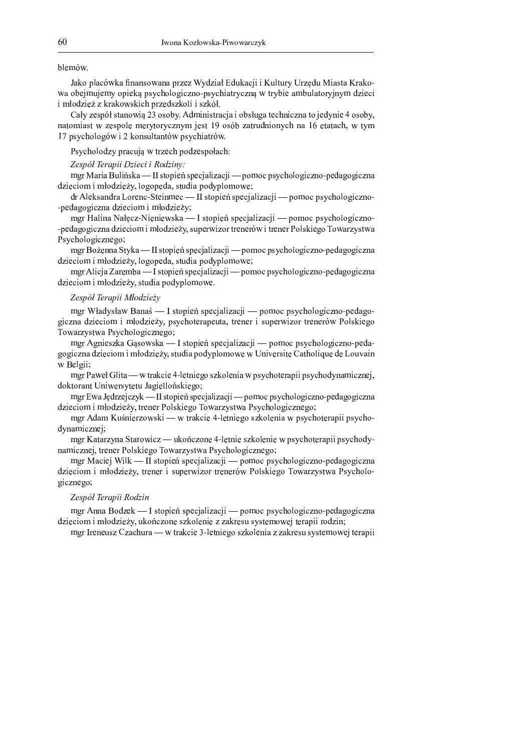blemów.

Jako placówka finansowana przez Wydział Edukacji i Kultury Urzędu Miasta Krakowa obejmujemy opieką psychologiczno-psychiatryczną w trybie ambulatoryjnym dzieci i młodzież z krakowskich przedszkoli i szkół.

Cały zespół stanowią 23 osoby. Administracja i obsługa techniczna to jedynie 4 osoby, natomiast w zespole merytorycznym jest 19 osób zatrudnionych na 16 etatach, w tym 17 psychologów i 2 konsultantów psychiatrów.

Psycholodzy pracują w trzech podzespołach:

*Zespół Terapii Dzieci i Rodziny:*

mgr Maria Bulińska — II stopień specjalizacji — pomoc psychologiczno-pedagogiczna dzieciom i młodzieży, logopeda, studia podyplomowe;

dr Aleksandra Lorenc-Steinmec — II stopień specjalizacji — pomoc psychologiczno-pedagogiczna dzieciom i młodzieży;

mgr Halina Nałęcz-Nieniewska — I stopień specjalizacji — pomoc psychologiczno-pedagogiczna dzieciom i młodzieży, superwizor trenerów i trener Polskiego Towarzystwa Psychologicznego;

mgr Bożenna Styka — II stopień specjalizacji — pomoc psychologiczno-pedagogiczna dzieciom i młodzieży, logopeda, studia podyplomowe;

mgr Alicja Zaremba — I stopień specjalizacji — pomoc psychologiczno-pedagogiczna dzieciom i młodzieży, studia podyplomowe.

*Zespół Terapii Młodzieży*

mgr Władysław Banaś — I stopień specjalizacji — pomoc psychologiczno-pedagogiczna dzieciom i młodzieży, psychoterapeuta, trener i superwizor trenerów Polskiego Towarzystwa Psychologicznego;

mgr Agnieszka Gąsowska — I stopień specjalizacji — pomoc psychologiczno-pedagogiczna dzieciom i młodzieży, studia podyplomowe w Universite Catholique de Louvain w Belgii;

mgr Paweł Glita — w trakcie 4-letniego szkolenia w psychoterapii psychodynamicznej, doktorant Uniwersytetu Jagiellońskiego;

mgr Ewa Jędrzejczyk — II stopień specjalizacji — pomoc psychologiczno-pedagogiczna dzieciom i młodzieży, trener Polskiego Towarzystwa Psychologicznego;

mgr Adam Kuśnierzowski — w trakcie 4-letniego szkolenia w psychoterapii psychodynamicznej;

mgr Katarzyna Starowicz — ukończone 4-letnie szkolenie w psychoterapii psychodynamicznej, trener Polskiego Towarzystwa Psychologicznego;

mgr Maciej Wilk — II stopień specjalizacji — pomoc psychologiczno-pedagogiczna dzieciom i młodzieży, trener i superwizor trenerów Polskiego Towarzystwa Psychologicznego;

*Zespół Terapii Rodzin*

mgr Anna Bodzek — I stopień specjalizacji — pomoc psychologiczno-pedagogiczna dzieciom i młodzieży, ukończone szkolenie z zakresu systemowej terapii rodzin;

mgr Ireneusz Czachura — w trakcie 3-letniego szkolenia z zakresu systemowej terapii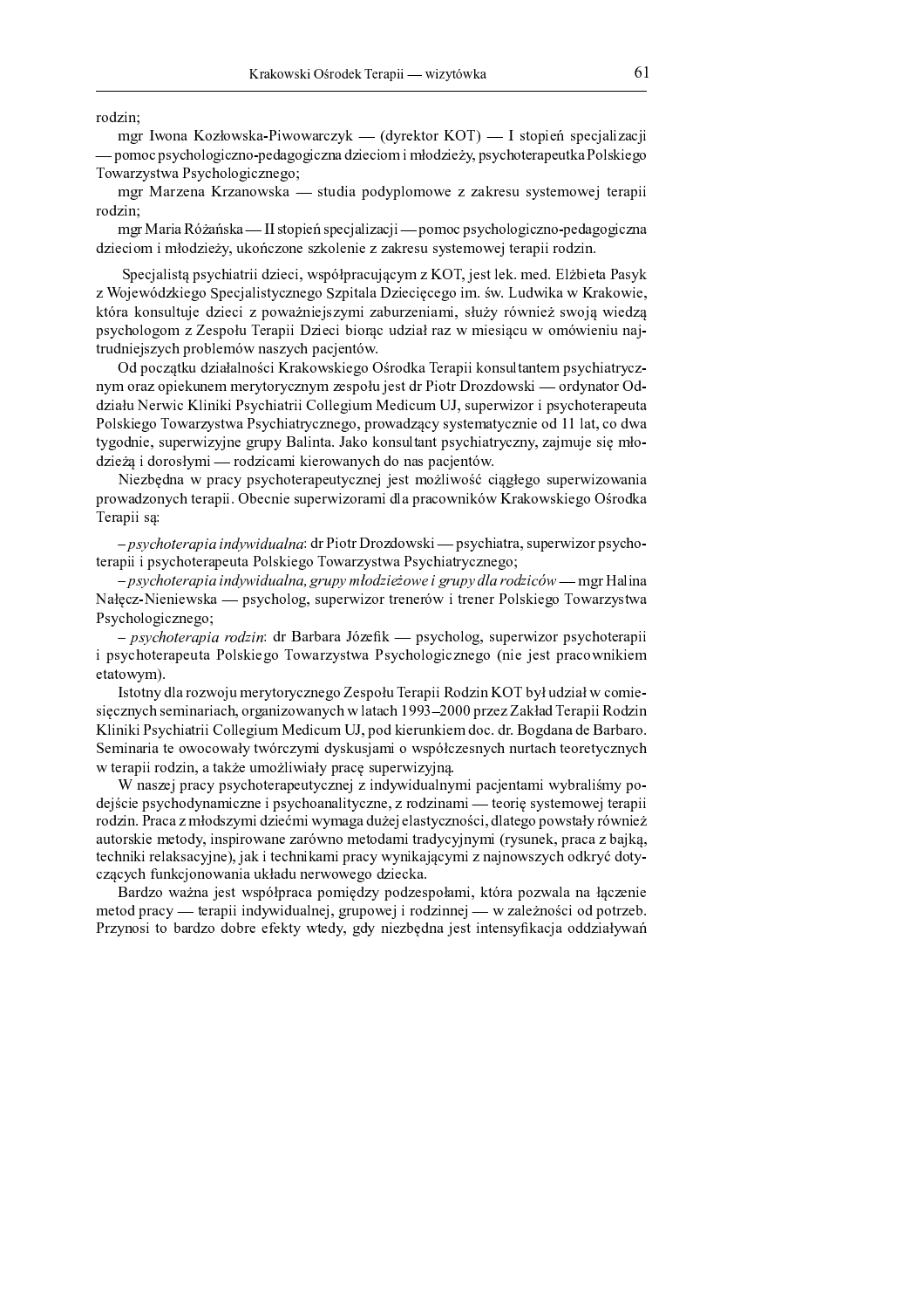rodzin;

mgr Iwona Kozłowska-Piwowarczyk — (dyrektor KOT) — I stopień specjalizacji — pomoc psychologiczno-pedagogiczna dzieciom i młodzieży, psychoterapeutka Polskiego Towarzystwa Psychologicznego;

mgr Marzena Krzanowska — studia podyplomowe z zakresu systemowej terapii rodzin;

mgr Maria Różańska — II stopień specjalizacji — pomoc psychologiczno-pedagogiczna dzieciom i młodzieży, ukończone szkolenie z zakresu systemowej terapii rodzin.

Specjalistą psychiatrii dzieci, współpracującym z KOT, jest lek. med. Elżbieta Pasyk z Wojewódzkiego Specjalistycznego Szpitala Dziecięcego im. św. Ludwika w Krakowie, która konsultuje dzieci z poważniejszymi zaburzeniami, służy również swoją wiedzą psychologom z Zespołu Terapii Dzieci biorąc udział raz w miesiącu w omówieniu najtrudniejszych problemów naszych pacjentów.

Od początku działalności Krakowskiego Ośrodka Terapii konsultantem psychiatrycznym oraz opiekunem merytorycznym zespołu jest dr Piotr Drozdowski — ordynator Oddziału Nerwic Kliniki Psychiatrii Collegium Medicum UJ, superwizor i psychoterapeuta Polskiego Towarzystwa Psychiatrycznego, prowadzący systematycznie od 11 lat, co dwa tygodnie, superwizyjne grupy Balinta. Jako konsultant psychiatryczny, zajmuje się młodzieżą i dorosłymi — rodzicami kierowanych do nas pacjentów.

Niezbędna w pracy psychoterapeutycznej jest możliwość ciągłego superwizowania prowadzonych terapii. Obecnie superwizorami dla pracowników Krakowskiego Ośrodka Terapii są:

– *psychoterapia indywidualna*: dr Piotr Drozdowski — psychiatra, superwizor psychoterapii i psychoterapeuta Polskiego Towarzystwa Psychiatrycznego;

– *psychoterapia indywidualna, grupy młodzieżowe i grupy dla rodziców* — mgr Halina Nałęcz-Nieniewska — psycholog, superwizor trenerów i trener Polskiego Towarzystwa Psychologicznego;

– *psychoterapia rodzin*: dr Barbara Józefik — psycholog, superwizor psychoterapii i psychoterapeuta Polskiego Towarzystwa Psychologicznego (nie jest pracownikiem etatowym).

Istotny dla rozwoju merytorycznego Zespołu Terapii Rodzin KOT był udział w comiesięcznych seminariach, organizowanych w latach 1993–2000 przez Zakład Terapii Rodzin Kliniki Psychiatrii Collegium Medicum UJ, pod kierunkiem doc. dr. Bogdana de Barbaro. Seminaria te owocowały twórczymi dyskusjami o współczesnych nurtach teoretycznych w terapii rodzin, a także umożliwiały pracę superwizyjną.

W naszej pracy psychoterapeutycznej z indywidualnymi pacjentami wybraliśmy podejście psychodynamiczne i psychoanalityczne, z rodzinami — teorię systemowej terapii rodzin. Praca z młodszymi dziećmi wymaga dużej elastyczności, dlatego powstały również autorskie metody, inspirowane zarówno metodami tradycyjnymi (rysunek, praca z bajką, techniki relaksacyjne), jak i technikami pracy wynikającymi z najnowszych odkryć dotyczących funkcjonowania układu nerwowego dziecka.

Bardzo ważna jest współpraca pomiędzy podzespołami, która pozwala na łączenie metod pracy — terapii indywidualnej, grupowej i rodzinnej — w zależności od potrzeb. Przynosi to bardzo dobre efekty wtedy, gdy niezbędna jest intensyfikacja oddziaływań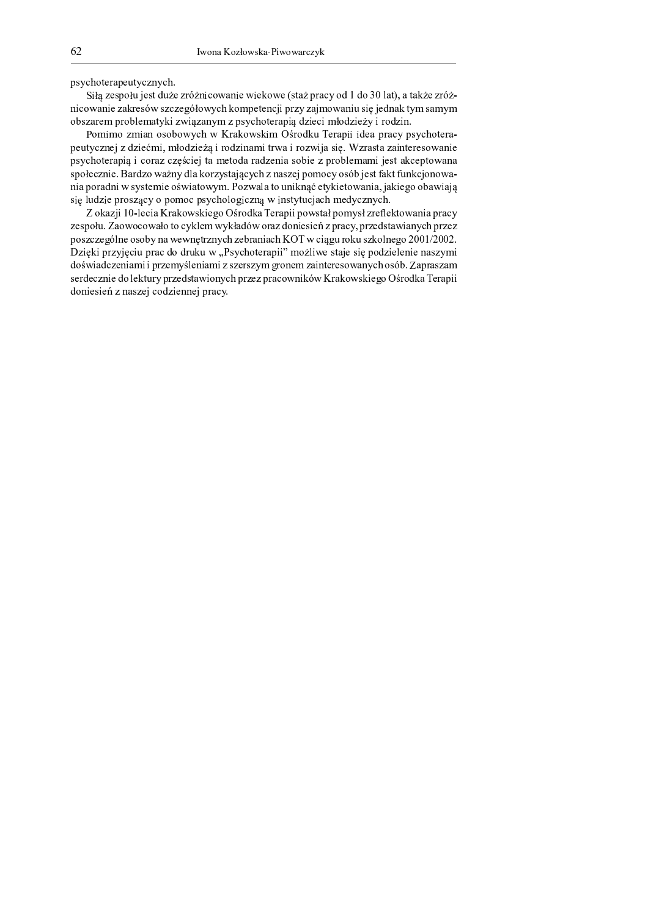psychoterapeutycznych.

Siłą zespołu jest duże zróżnicowanie wiekowe (staż pracy od 1 do 30 lat), a także zróżnicowanie zakresów szczegółowych kompetencji przy zajmowaniu się jednak tym samym obszarem problematyki związanym z psychoterapią dzieci młodzieży i rodzin.

Pomimo zmian osobowych w Krakowskim Ośrodku Terapii idea pracy psychoterapeutycznej z dziećmi, młodzieżą i rodzinami trwa i rozwija się. Wzrasta zainteresowanie psychoterapią i coraz częściej ta metoda radzenia sobie z problemami jest akceptowana społecznie. Bardzo ważny dla korzystających z naszej pomocy osób jest fakt funkcjonowania poradni w systemie oświatowym. Pozwala to uniknąć etykietowania, jakiego obawiają się ludzie proszący o pomoc psychologiczną w instytucjach medycznych.

Z okazji 10-lecia Krakowskiego Ośrodka Terapii powstał pomysł zreflektowania pracy zespołu. Zaowocowało to cyklem wykładów oraz doniesień z pracy, przedstawianych przez poszczególne osoby na wewnętrznych zebraniach KOT w ciągu roku szkolnego 2001/2002. Dzięki przyjęciu prac do druku w „Psychoterapii" możliwe staje się podzielenie naszymi doświadczeniami i przemyśleniami z szerszym gronem zainteresowanych osób. Zapraszam serdecznie do lektury przedstawionych przez pracowników Krakowskiego Ośrodka Terapii doniesień z naszej codziennej pracy.